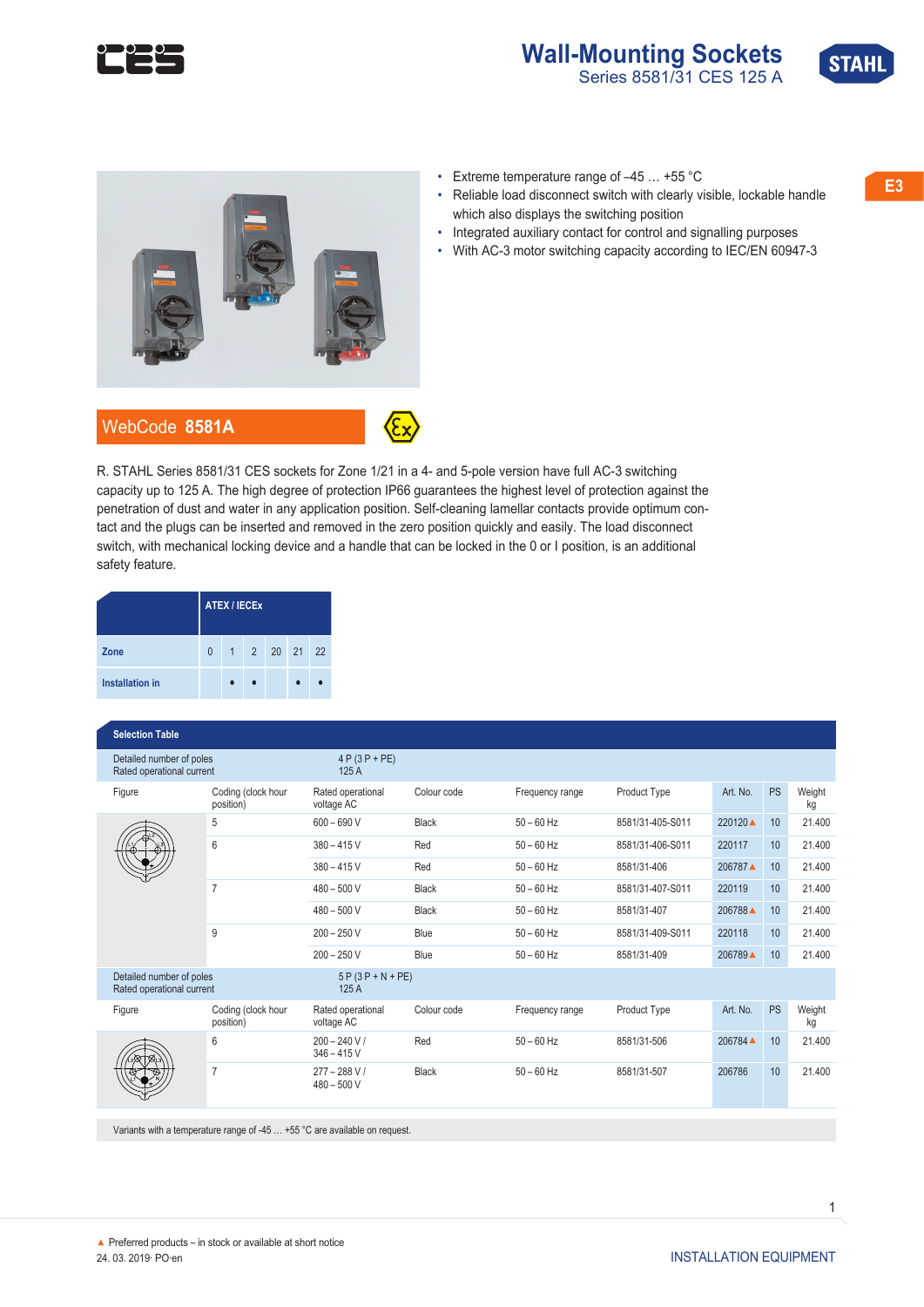# Wall-Mounting Sockets

## Series 8581/31 CES 125 A

E3

- Extreme temperature range of –45 … +55 °C
- Reliable load disconnect switch with clearly visible, lockable handle which also displays the switching position
- Integrated auxiliary contact for control and signalling purposes
- With AC-3 motor switching capacity according to IEC/EN 60947-3

**WebCode 8581A**

R. STAHL Series 8581/31 CES sockets for Zone 1/21 in a 4- and 5-pole version have full AC-3 switching capacity up to 125 A. The high degree of protection IP66 guarantees the highest level of protection against the penetration of dust and water in any application position. Self-cleaning lamellar contacts provide optimum contact and the plugs can be inserted and removed in the zero position quickly and easily. The load disconnect switch, with mechanical locking device and a handle that can be locked in the 0 or I position, is an additional safety feature.

| | ATEX / IECEx | | | | | |
|---|---|---|---|---|---|---|
| **Zone** | 0 | 1 | 2 | 20 | 21 | 22 |
| **Installation in** | | • | • | | • | • |

**Selection Table**

| Figure | Coding (clock hour position) | Rated operational voltage AC | Colour code | Frequency range | Product Type | Art. No. | PS | Weight kg |
|---|---|---|---|---|---|---|---|---|
| Detailed number of poles / Rated operational current: 4 P (3 P + PE) / 125 A | | | | | | | | |
| | 5 | 600 – 690 V | Black | 50 – 60 Hz | 8581/31-405-S011 | 220120 ▲ | 10 | 21.400 |
| | 6 | 380 – 415 V | Red | 50 – 60 Hz | 8581/31-406-S011 | 220117 | 10 | 21.400 |
| | | 380 – 415 V | Red | 50 – 60 Hz | 8581/31-406 | 206787 ▲ | 10 | 21.400 |
| | 7 | 480 – 500 V | Black | 50 – 60 Hz | 8581/31-407-S011 | 220119 | 10 | 21.400 |
| | | 480 – 500 V | Black | 50 – 60 Hz | 8581/31-407 | 206788 ▲ | 10 | 21.400 |
| | 9 | 200 – 250 V | Blue | 50 – 60 Hz | 8581/31-409-S011 | 220118 | 10 | 21.400 |
| | | 200 – 250 V | Blue | 50 – 60 Hz | 8581/31-409 | 206789 ▲ | 10 | 21.400 |
| Detailed number of poles / Rated operational current: 5 P (3 P + N + PE) / 125 A | | | | | | | | |
| | 6 | 200 – 240 V / 346 – 415 V | Red | 50 – 60 Hz | 8581/31-506 | 206784 ▲ | 10 | 21.400 |
| | 7 | 277 – 288 V / 480 – 500 V | Black | 50 – 60 Hz | 8581/31-507 | 206786 | 10 | 21.400 |

Variants with a temperature range of -45 … +55 °C are available on request.

▲ Preferred products – in stock or available at short notice

24. 03. 2019· PO·en

INSTALLATION EQUIPMENT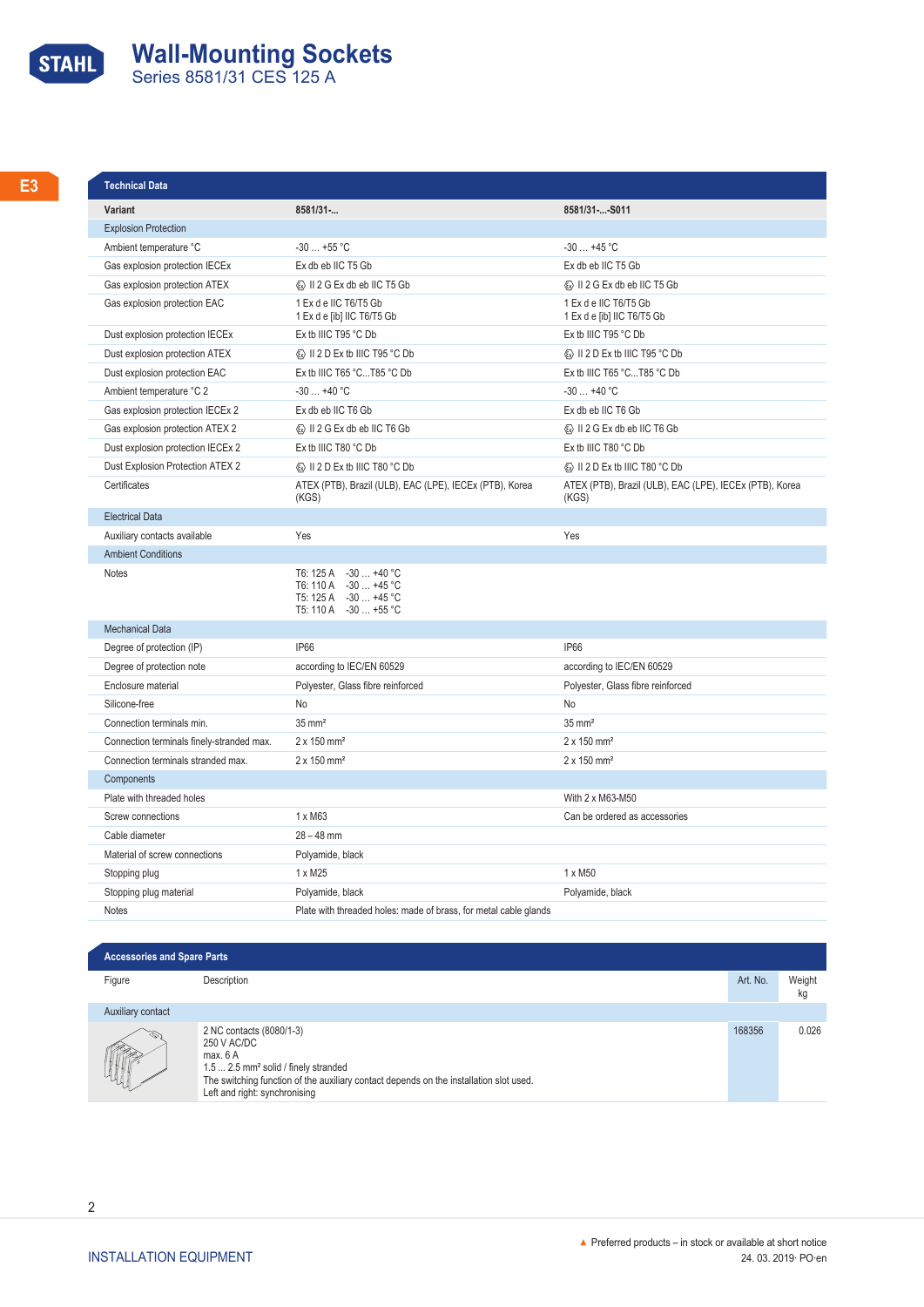# Wall-Mounting Sockets

Series 8581/31 CES 125 A

E3

| Technical Data | | |
|---|---|---|
| **Variant** | **8581/31-...** | **8581/31-...-S011** |
| Explosion Protection | | |
| Ambient temperature °C | -30 … +55 °C | -30 … +45 °C |
| Gas explosion protection IECEx | Ex db eb IIC T5 Gb | Ex db eb IIC T5 Gb |
| Gas explosion protection ATEX | Ⓔx II 2 G Ex db eb IIC T5 Gb | Ⓔx II 2 G Ex db eb IIC T5 Gb |
| Gas explosion protection EAC | 1 Ex d e IIC T6/T5 Gb<br>1 Ex d e [ib] IIC T6/T5 Gb | 1 Ex d e IIC T6/T5 Gb<br>1 Ex d e [ib] IIC T6/T5 Gb |
| Dust explosion protection IECEx | Ex tb IIIC T95 °C Db | Ex tb IIIC T95 °C Db |
| Dust explosion protection ATEX | Ⓔx II 2 D Ex tb IIIC T95 °C Db | Ⓔx II 2 D Ex tb IIIC T95 °C Db |
| Dust explosion protection EAC | Ex tb IIIC T65 °C...T85 °C Db | Ex tb IIIC T65 °C...T85 °C Db |
| Ambient temperature °C 2 | -30 … +40 °C | -30 … +40 °C |
| Gas explosion protection IECEx 2 | Ex db eb IIC T6 Gb | Ex db eb IIC T6 Gb |
| Gas explosion protection ATEX 2 | Ⓔx II 2 G Ex db eb IIC T6 Gb | Ⓔx II 2 G Ex db eb IIC T6 Gb |
| Dust explosion protection IECEx 2 | Ex tb IIIC T80 °C Db | Ex tb IIIC T80 °C Db |
| Dust Explosion Protection ATEX 2 | Ⓔx II 2 D Ex tb IIIC T80 °C Db | Ⓔx II 2 D Ex tb IIIC T80 °C Db |
| Certificates | ATEX (PTB), Brazil (ULB), EAC (LPE), IECEx (PTB), Korea (KGS) | ATEX (PTB), Brazil (ULB), EAC (LPE), IECEx (PTB), Korea (KGS) |
| Electrical Data | | |
| Auxiliary contacts available | Yes | Yes |
| Ambient Conditions | | |
| Notes | T6: 125 A -30 … +40 °C<br>T6: 110 A -30 … +45 °C<br>T5: 125 A -30 … +45 °C<br>T5: 110 A -30 … +55 °C | |
| Mechanical Data | | |
| Degree of protection (IP) | IP66 | IP66 |
| Degree of protection note | according to IEC/EN 60529 | according to IEC/EN 60529 |
| Enclosure material | Polyester, Glass fibre reinforced | Polyester, Glass fibre reinforced |
| Silicone-free | No | No |
| Connection terminals min. | 35 mm² | 35 mm² |
| Connection terminals finely-stranded max. | 2 x 150 mm² | 2 x 150 mm² |
| Connection terminals stranded max. | 2 x 150 mm² | 2 x 150 mm² |
| Components | | |
| Plate with threaded holes | | With 2 x M63-M50 |
| Screw connections | 1 x M63 | Can be ordered as accessories |
| Cable diameter | 28 – 48 mm | |
| Material of screw connections | Polyamide, black | |
| Stopping plug | 1 x M25 | 1 x M50 |
| Stopping plug material | Polyamide, black | Polyamide, black |
| Notes | Plate with threaded holes: made of brass, for metal cable glands | |

| Accessories and Spare Parts | | | |
|---|---|---|---|
| Figure | Description | Art. No. | Weight kg |
| Auxiliary contact | | | |
| | 2 NC contacts (8080/1-3)<br>250 V AC/DC<br>max. 6 A<br>1.5 ... 2.5 mm² solid / finely stranded<br>The switching function of the auxiliary contact depends on the installation slot used.<br>Left and right: synchronising | 168356 | 0.026 |

INSTALLATION EQUIPMENT

▲ Preferred products – in stock or available at short notice

24. 03. 2019· PO·en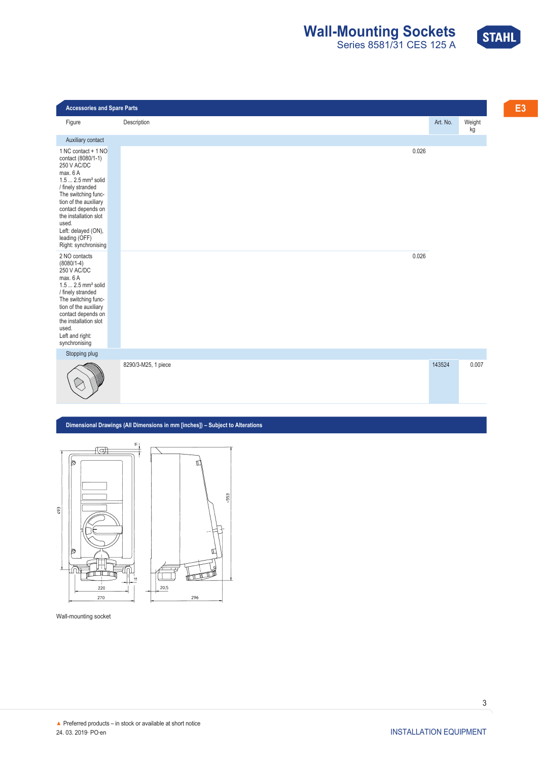## Accessories and Spare Parts

| Figure | Description | Art. No. | Weight kg |
|---|---|---|---|
| Auxiliary contact | | | |
| 1 NC contact + 1 NO contact (8080/1-1) 250 V AC/DC max. 6 A 1.5 ... 2.5 mm² solid / finely stranded The switching function of the auxiliary contact depends on the installation slot used. Left: delayed (ON), leading (OFF) Right: synchronising | | 0.026 | |
| 2 NO contacts (8080/1-4) 250 V AC/DC max. 6 A 1.5 ... 2.5 mm² solid / finely stranded The switching function of the auxiliary contact depends on the installation slot used. Left and right: synchronising | | 0.026 | |
| Stopping plug | | | |
| | 8290/3-M25, 1 piece | 143524 | 0.007 |

## Dimensional Drawings (All Dimensions in mm [inches]) – Subject to Alterations

11
493
11
220
270
~553
20,5
296

Wall-mounting socket

▲ Preferred products – in stock or available at short notice

24. 03. 2019· PO·en